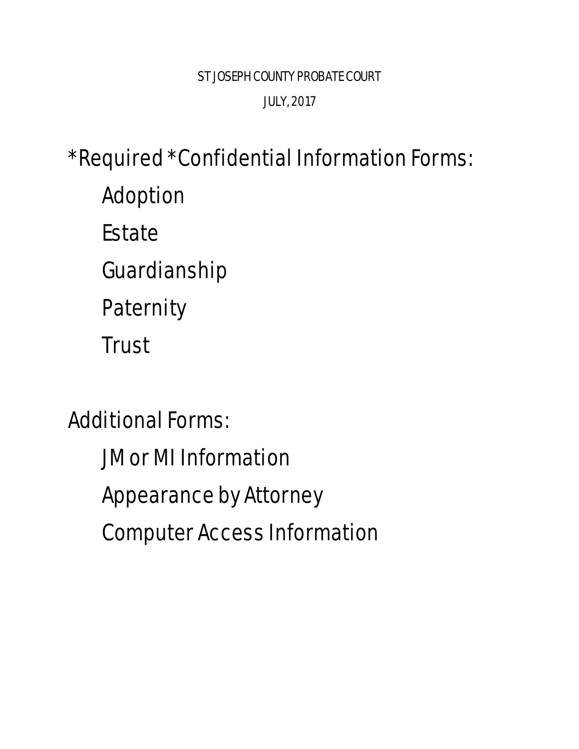ST JOSEPH COUNTY PROBATE COURT

JULY, 2017

*Required *Confidential Information Forms:

- Adoption
- Estate
- Guardianship
- Paternity
- Trust

Additional Forms:

- JM or MI Information
- Appearance by Attorney
- Computer Access Information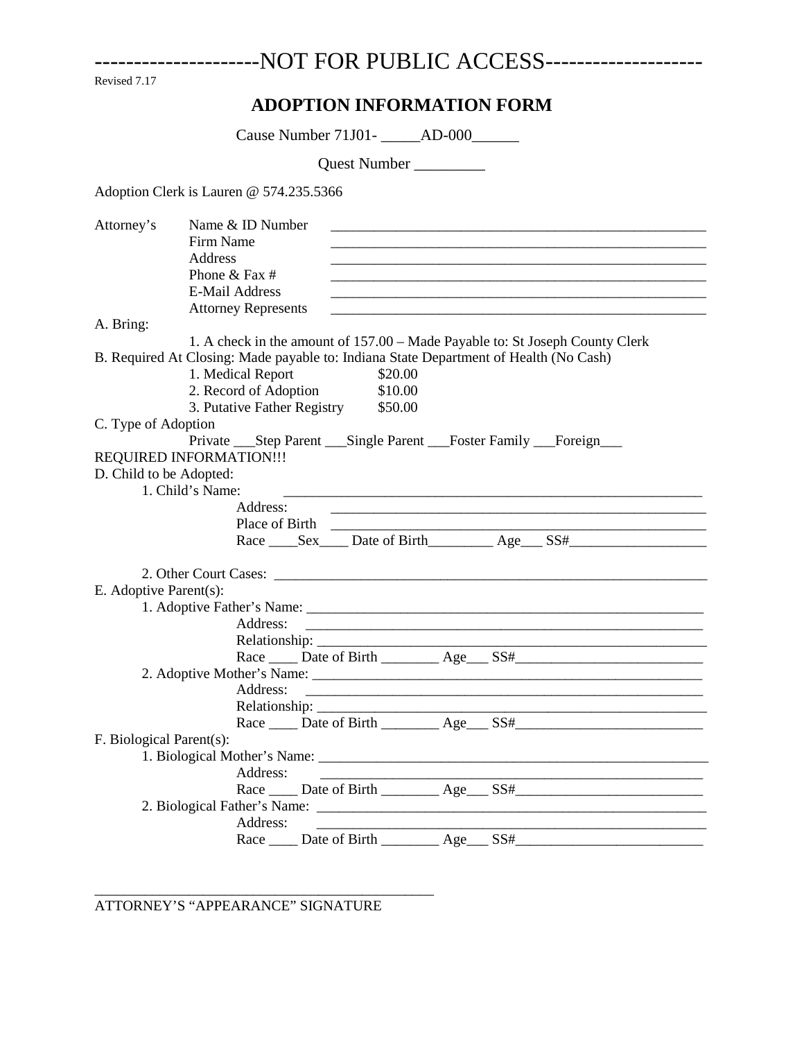--------------------NOT FOR PUBLIC ACCESS--------------------

Revised 7.17

# ADOPTION INFORMATION FORM

Cause Number 71J01- _____AD-000______

Quest Number _________

Adoption Clerk is Lauren @ 574.235.5366

Attorney's
- Name & ID Number ______________________________
- Firm Name ______________________________
- Address ______________________________
- Phone & Fax # ______________________________
- E-Mail Address ______________________________
- Attorney Represents ______________________________

A. Bring:

1. A check in the amount of 157.00 – Made Payable to: St Joseph County Clerk

B. Required At Closing: Made payable to: Indiana State Department of Health (No Cash)

1. Medical Report $20.00
2. Record of Adoption $10.00
3. Putative Father Registry $50.00

C. Type of Adoption

Private ___Step Parent ___Single Parent ___Foster Family ___Foreign___

REQUIRED INFORMATION!!!

D. Child to be Adopted:

1. Child's Name: ______________________________
   - Address: ______________________________
   - Place of Birth ______________________________
   - Race ____Sex____ Date of Birth_________ Age___ SS#___________________

2. Other Court Cases: ______________________________

E. Adoptive Parent(s):

1. Adoptive Father's Name: ______________________________
   - Address: ______________________________
   - Relationship: ______________________________
   - Race ____ Date of Birth ________ Age___ SS#__________________________
2. Adoptive Mother's Name: ______________________________
   - Address: ______________________________
   - Relationship: ______________________________
   - Race ____ Date of Birth ________ Age___ SS#__________________________

F. Biological Parent(s):

1. Biological Mother's Name: ______________________________
   - Address: ______________________________
   - Race ____ Date of Birth ________ Age___ SS#__________________________
2. Biological Father's Name: ______________________________
   - Address: ______________________________
   - Race ____ Date of Birth ________ Age___ SS#__________________________

______________________________________________

ATTORNEY'S "APPEARANCE" SIGNATURE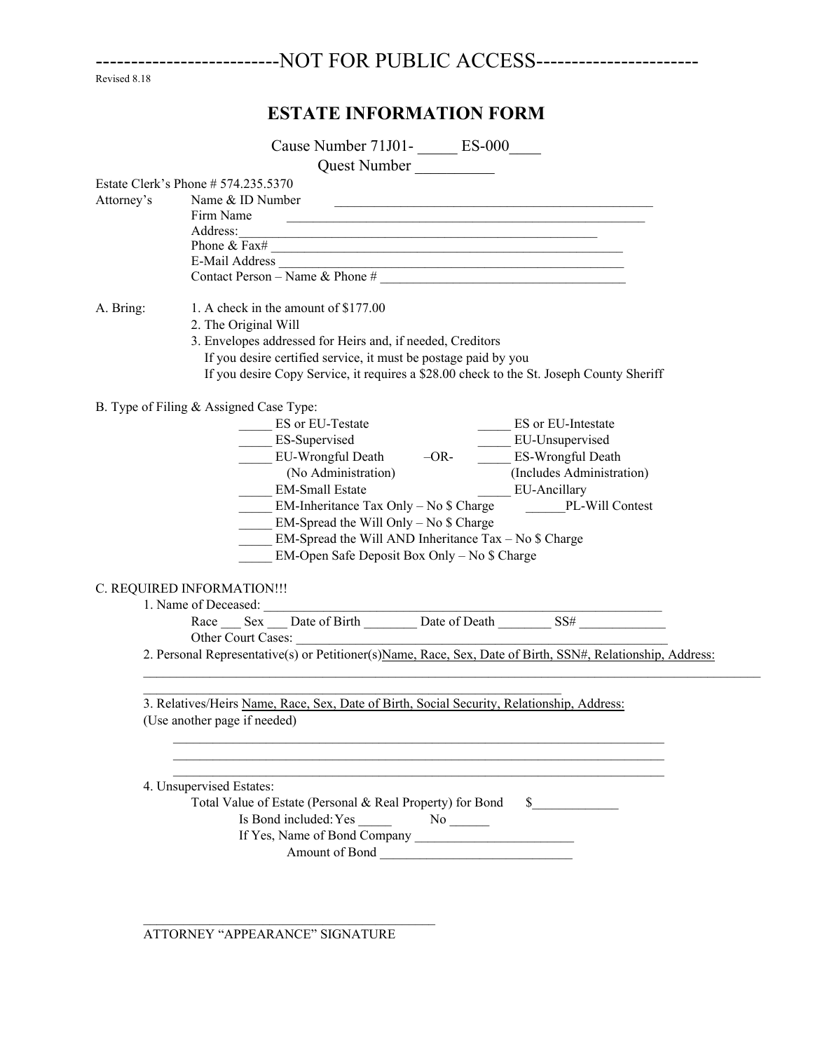-------------------------NOT FOR PUBLIC ACCESS----------------------

Revised 8.18

# ESTATE INFORMATION FORM

Cause Number 71J01- _____ ES-000____

Quest Number __________

Estate Clerk's Phone # 574.235.5370

Attorney's
- Name & ID Number ______________________________________________
- Firm Name ______________________________________________
- Address: ______________________________________________
- Phone & Fax# ______________________________________________
- E-Mail Address ______________________________________________
- Contact Person – Name & Phone # ______________________________________

A. Bring:
1. A check in the amount of $177.00
2. The Original Will
3. Envelopes addressed for Heirs and, if needed, Creditors
   If you desire certified service, it must be postage paid by you
   If you desire Copy Service, it requires a $28.00 check to the St. Joseph County Sheriff

B. Type of Filing & Assigned Case Type:

_____ ES or EU-Testate _____ ES or EU-Intestate

_____ ES-Supervised _____ EU-Unsupervised

_____ EU-Wrongful Death (No Administration) –OR- _____ ES-Wrongful Death (Includes Administration)

_____ EM-Small Estate _____ EU-Ancillary

_____ EM-Inheritance Tax Only – No $ Charge ______PL-Will Contest

_____ EM-Spread the Will Only – No $ Charge

_____ EM-Spread the Will AND Inheritance Tax – No $ Charge

_____ EM-Open Safe Deposit Box Only – No $ Charge

C. REQUIRED INFORMATION!!!

1. Name of Deceased: ______________________________________________

   Race ___ Sex ___ Date of Birth ________ Date of Death ________ SS# ____________

   Other Court Cases: ______________________________________________

2. Personal Representative(s) or Petitioner(s)Name, Race, Sex, Date of Birth, SSN#, Relationship, Address:

______________________________________________________________________________

______________________________________________

3. Relatives/Heirs Name, Race, Sex, Date of Birth, Social Security, Relationship, Address:
(Use another page if needed)

______________________________________________________________________________

______________________________________________________________________________

______________________________________________________________________________

4. Unsupervised Estates:

   Total Value of Estate (Personal & Real Property) for Bond $_____________

   Is Bond included: Yes _____ No ______

   If Yes, Name of Bond Company ________________________

   Amount of Bond _____________________________

______________________________________________

ATTORNEY "APPEARANCE" SIGNATURE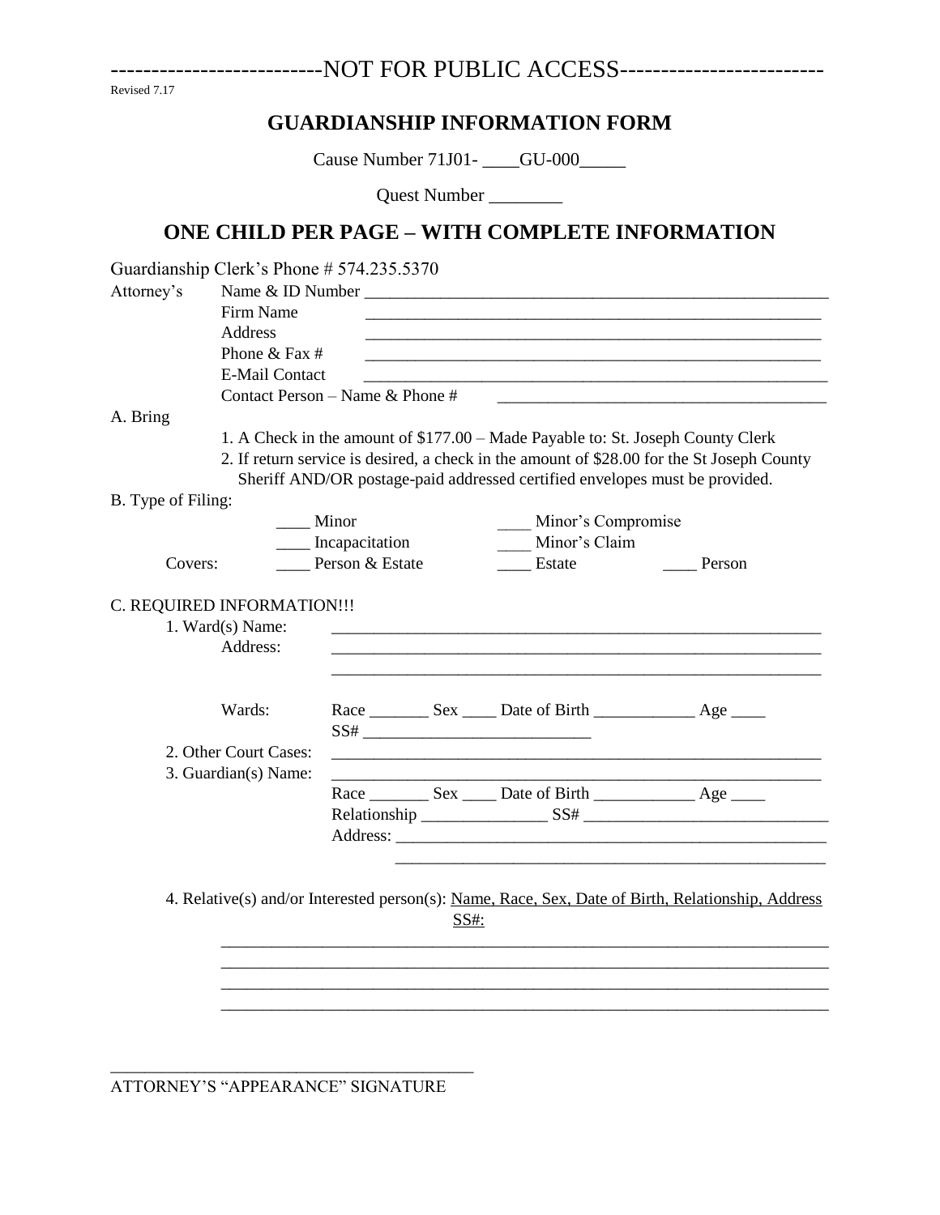--------------------------NOT FOR PUBLIC ACCESS-------------------------

Revised 7.17

## GUARDIANSHIP INFORMATION FORM

Cause Number 71J01- ____GU-000_____

Quest Number ________

## ONE CHILD PER PAGE – WITH COMPLETE INFORMATION

Guardianship Clerk's Phone # 574.235.5370

Attorney's
- Name & ID Number ______________________________________________________
- Firm Name ______________________________________________________
- Address ______________________________________________________
- Phone & Fax # ______________________________________________________
- E-Mail Contact ______________________________________________________
- Contact Person – Name & Phone # ______________________________________

A. Bring

1. A Check in the amount of $177.00 – Made Payable to: St. Joseph County Clerk
2. If return service is desired, a check in the amount of $28.00 for the St Joseph County Sheriff AND/OR postage-paid addressed certified envelopes must be provided.

B. Type of Filing:

____ Minor ____ Minor's Compromise

____ Incapacitation ____ Minor's Claim

Covers: ____ Person & Estate ____ Estate ____ Person

C. REQUIRED INFORMATION!!!

1. Ward(s) Name: ______________________________________________________

   Address: ______________________________________________________

   ______________________________________________________

   Wards: Race _______ Sex ____ Date of Birth ____________ Age ____

   SS# ___________________________

2. Other Court Cases: ______________________________________________________
3. Guardian(s) Name: ______________________________________________________

   Race _______ Sex ____ Date of Birth ____________ Age ____

   Relationship _______________ SS# _____________________________

   Address: ______________________________________________________

   ______________________________________________________

4. Relative(s) and/or Interested person(s): Name, Race, Sex, Date of Birth, Relationship, Address SS#:

   ________________________________________________________________________

   ________________________________________________________________________

   ________________________________________________________________________

   ________________________________________________________________________

_____________________________________________

ATTORNEY'S "APPEARANCE" SIGNATURE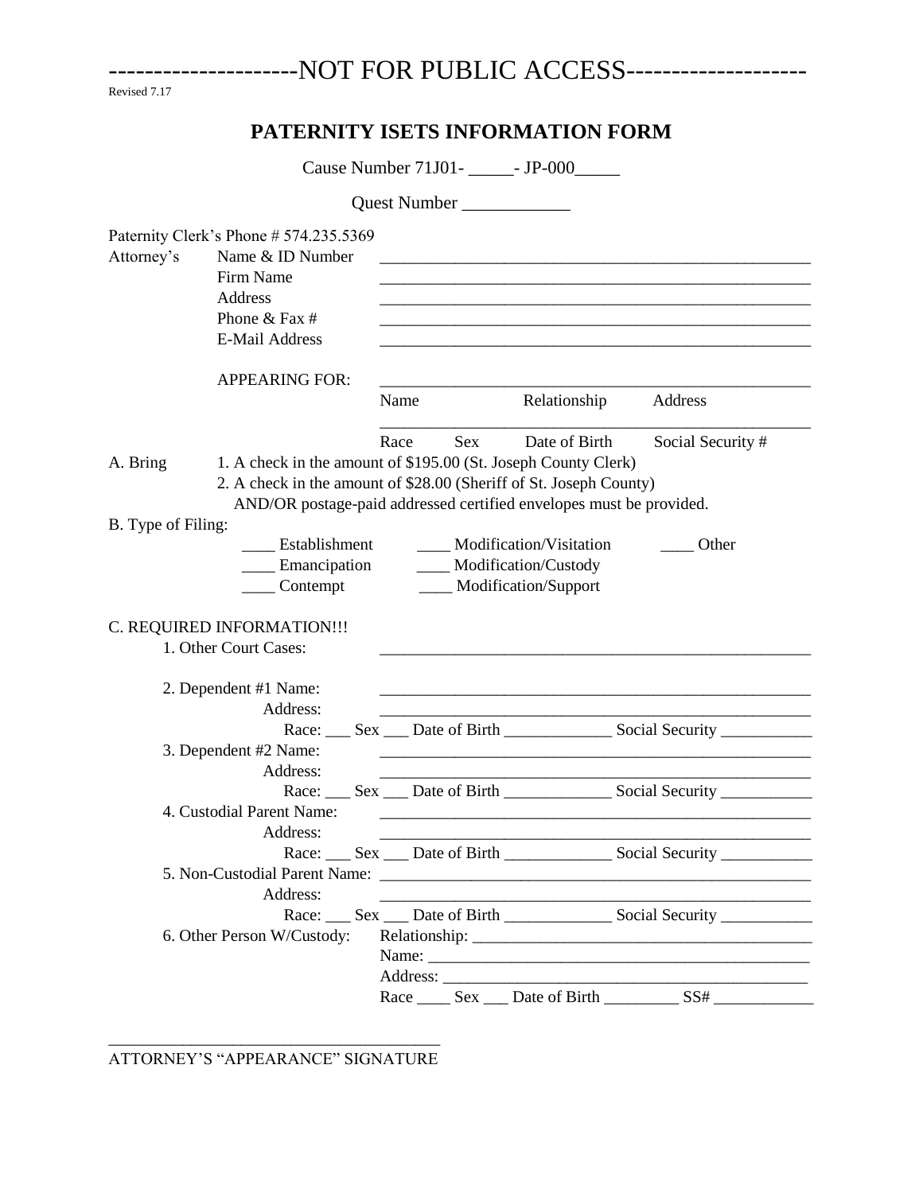--------------------NOT FOR PUBLIC ACCESS-------------------

Revised 7.17

# PATERNITY ISETS INFORMATION FORM

Cause Number 71J01- _____- JP-000_____

Quest Number ____________

Paternity Clerk's Phone # 574.235.5369

Attorney's
- Name & ID Number ______________________________________________________
- Firm Name ______________________________________________________
- Address ______________________________________________________
- Phone & Fax # ______________________________________________________
- E-Mail Address ______________________________________________________

APPEARING FOR: ______________________________________________________
Name Relationship Address
______________________________________________________
Race Sex Date of Birth Social Security #

A. Bring
1. A check in the amount of $195.00 (St. Joseph County Clerk)
2. A check in the amount of $28.00 (Sheriff of St. Joseph County)
AND/OR postage-paid addressed certified envelopes must be provided.

B. Type of Filing:

____ Establishment ____ Modification/Visitation ____ Other
____ Emancipation ____ Modification/Custody
____ Contempt ____ Modification/Support

C. REQUIRED INFORMATION!!!

1. Other Court Cases: ______________________________________________________

2. Dependent #1 Name: ______________________________________________________
Address: ______________________________________________________
Race: ___ Sex ___ Date of Birth _____________ Social Security ___________

3. Dependent #2 Name: ______________________________________________________
Address: ______________________________________________________
Race: ___ Sex ___ Date of Birth _____________ Social Security ___________

4. Custodial Parent Name: ______________________________________________________
Address: ______________________________________________________
Race: ___ Sex ___ Date of Birth _____________ Social Security ___________

5. Non-Custodial Parent Name: ______________________________________________________
Address: ______________________________________________________
Race: ___ Sex ___ Date of Birth _____________ Social Security ___________

6. Other Person W/Custody: Relationship: ________________________________________
Name: _____________________________________________
Address: ____________________________________________
Race ____ Sex ___ Date of Birth _________ SS# ____________

______________________________________
ATTORNEY'S "APPEARANCE" SIGNATURE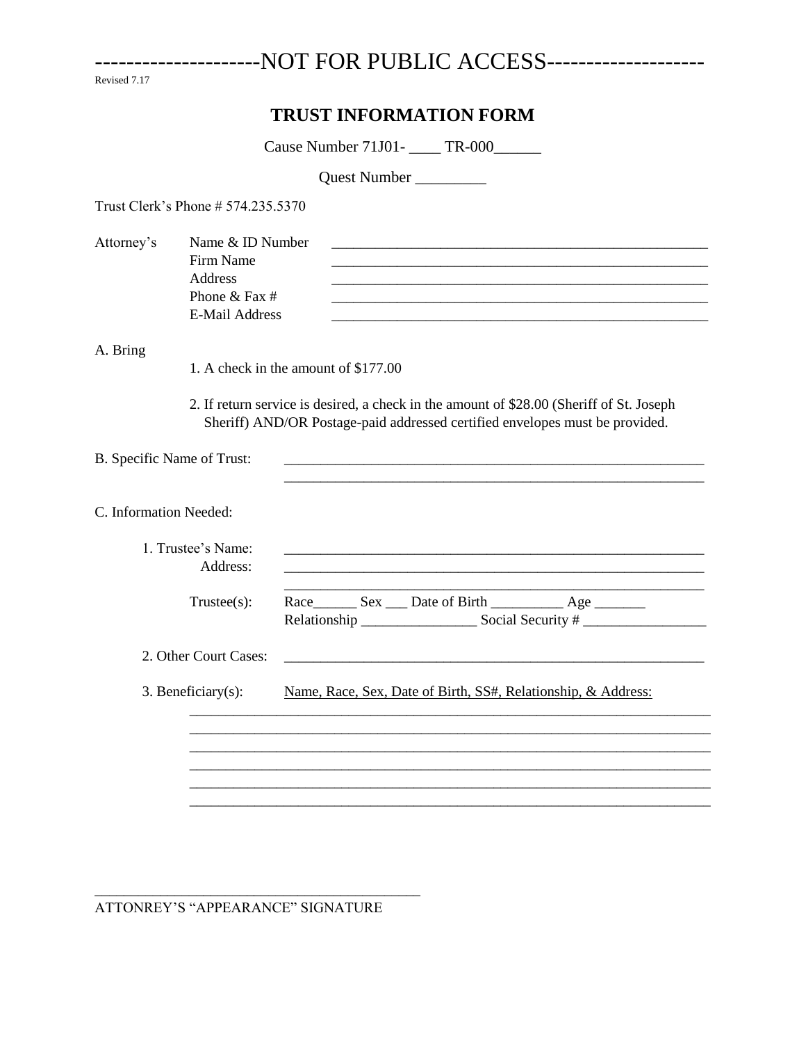---------------------NOT FOR PUBLIC ACCESS-------------------

Revised 7.17

# TRUST INFORMATION FORM

Cause Number 71J01- ____ TR-000______

Quest Number _________

Trust Clerk's Phone # 574.235.5370

Attorney's
- Name & ID Number ____________________________________________________
- Firm Name ____________________________________________________
- Address ____________________________________________________
- Phone & Fax # ____________________________________________________
- E-Mail Address ____________________________________________________

A. Bring

1. A check in the amount of $177.00

2. If return service is desired, a check in the amount of $28.00 (Sheriff of St. Joseph Sheriff) AND/OR Postage-paid addressed certified envelopes must be provided.

B. Specific Name of Trust: ____________________________________________________________
____________________________________________________________

C. Information Needed:

1. Trustee's Name: ____________________________________________________________
Address: ____________________________________________________________
____________________________________________________________

Trustee(s): Race______ Sex ___ Date of Birth __________ Age _______
Relationship ________________ Social Security # _________________

2. Other Court Cases: ____________________________________________________________

3. Beneficiary(s): Name, Race, Sex, Date of Birth, SS#, Relationship, & Address:
________________________________________________________________________
________________________________________________________________________
________________________________________________________________________
________________________________________________________________________
________________________________________________________________________
________________________________________________________________________

_____________________________________________

ATTONREY'S "APPEARANCE" SIGNATURE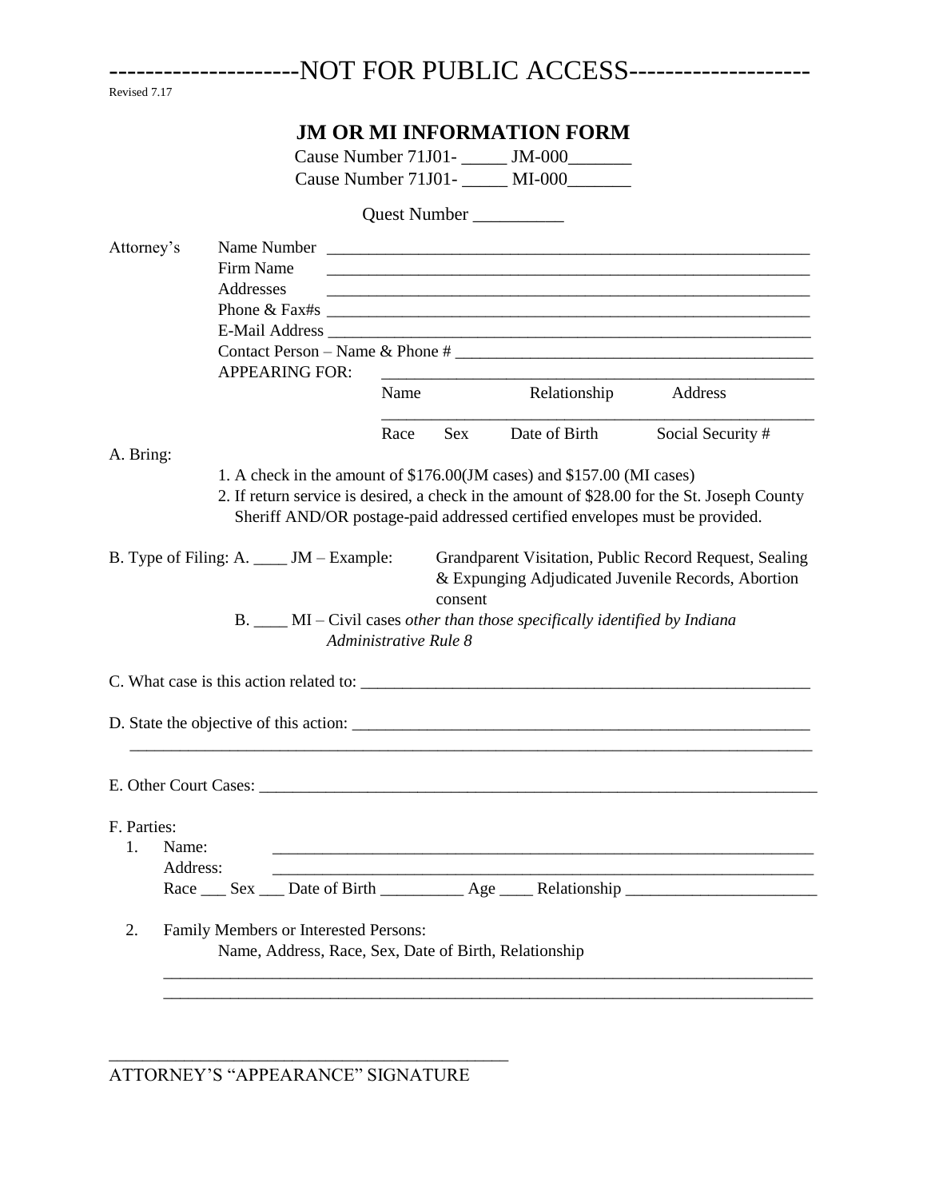--------------------NOT FOR PUBLIC ACCESS-------------------

Revised 7.17

# JM OR MI INFORMATION FORM

Cause Number 71J01- _____ JM-000_______

Cause Number 71J01- _____ MI-000_______

Quest Number __________

Attorney's
- Name Number ____________________________________________________________
- Firm Name ____________________________________________________________
- Addresses ____________________________________________________________
- Phone & Fax#s ____________________________________________________________
- E-Mail Address ____________________________________________________________
- Contact Person – Name & Phone # ____________________________________________
- APPEARING FOR: ______________________________________________________

  Name    Relationship    Address

  ______________________________________________________

  Race    Sex    Date of Birth    Social Security #

A. Bring:

1. A check in the amount of $176.00(JM cases) and $157.00 (MI cases)
2. If return service is desired, a check in the amount of $28.00 for the St. Joseph County Sheriff AND/OR postage-paid addressed certified envelopes must be provided.

B. Type of Filing: A. ____ JM – Example: Grandparent Visitation, Public Record Request, Sealing & Expunging Adjudicated Juvenile Records, Abortion consent

B. ____ MI – Civil cases *other than those specifically identified by Indiana Administrative Rule 8*

C. What case is this action related to: ______________________________________________________

D. State the objective of this action: ______________________________________________________

______________________________________________________________________________

E. Other Court Cases: ______________________________________________________________

F. Parties:

1. Name: ______________________________________________________________

   Address: ______________________________________________________________

   Race ___ Sex ___ Date of Birth __________ Age ____ Relationship _______________________

2. Family Members or Interested Persons:

   Name, Address, Race, Sex, Date of Birth, Relationship

   ______________________________________________________________________________

   ______________________________________________________________________________

_____________________________________________

ATTORNEY'S "APPEARANCE" SIGNATURE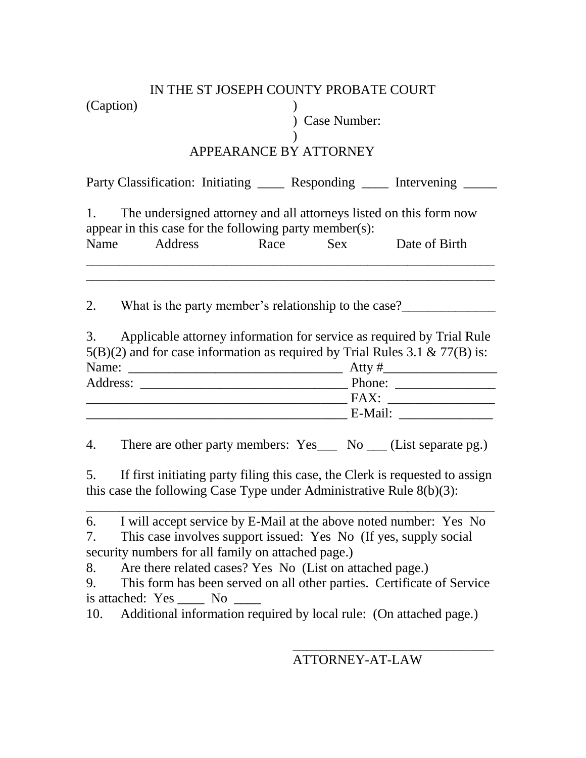IN THE ST JOSEPH COUNTY PROBATE COURT

(Caption) )
) Case Number:
)

APPEARANCE BY ATTORNEY

Party Classification: Initiating ____ Responding ____ Intervening _____

1. The undersigned attorney and all attorneys listed on this form now appear in this case for the following party member(s):

Name Address Race Sex Date of Birth

_______________________________________________________________

_______________________________________________________________

2. What is the party member's relationship to the case?______________

3. Applicable attorney information for service as required by Trial Rule 5(B)(2) and for case information as required by Trial Rules 3.1 & 77(B) is:

Name: ________________________________ Atty #_________________

Address: _______________________________ Phone: _______________

_______________________________________ FAX: ________________

_______________________________________ E-Mail: ______________

4. There are other party members: Yes___ No ___ (List separate pg.)

5. If first initiating party filing this case, the Clerk is requested to assign this case the following Case Type under Administrative Rule 8(b)(3):

_______________________________________________________________

6. I will accept service by E-Mail at the above noted number: Yes No
7. This case involves support issued: Yes No (If yes, supply social security numbers for all family on attached page.)
8. Are there related cases? Yes No (List on attached page.)
9. This form has been served on all other parties. Certificate of Service is attached: Yes ____ No ____
10. Additional information required by local rule: (On attached page.)

______________________________

ATTORNEY-AT-LAW